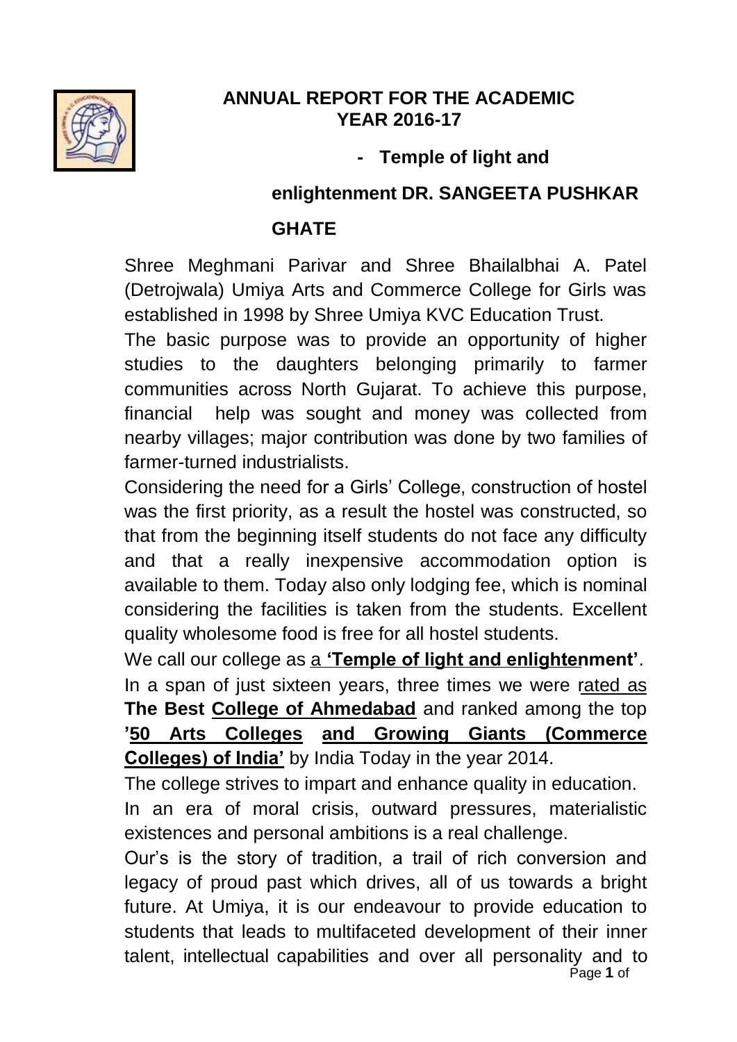# ANNUAL REPORT FOR THE ACADEMIC YEAR 2016-17

**- Temple of light and enlightenment DR. SANGEETA PUSHKAR GHATE**

Shree Meghmani Parivar and Shree Bhailalbhai A. Patel (Detrojwala) Umiya Arts and Commerce College for Girls was established in 1998 by Shree Umiya KVC Education Trust.

The basic purpose was to provide an opportunity of higher studies to the daughters belonging primarily to farmer communities across North Gujarat. To achieve this purpose, financial help was sought and money was collected from nearby villages; major contribution was done by two families of farmer-turned industrialists.

Considering the need for a Girls' College, construction of hostel was the first priority, as a result the hostel was constructed, so that from the beginning itself students do not face any difficulty and that a really inexpensive accommodation option is available to them. Today also only lodging fee, which is nominal considering the facilities is taken from the students. Excellent quality wholesome food is free for all hostel students.

We call our college as a **'Temple of light and enlightenment'**. In a span of just sixteen years, three times we were rated as **The Best College of Ahmedabad** and ranked among the top **'50 Arts Colleges and Growing Giants (Commerce Colleges) of India'** by India Today in the year 2014.

The college strives to impart and enhance quality in education.

In an era of moral crisis, outward pressures, materialistic existences and personal ambitions is a real challenge.

Our's is the story of tradition, a trail of rich conversion and legacy of proud past which drives, all of us towards a bright future. At Umiya, it is our endeavour to provide education to students that leads to multifaceted development of their inner talent, intellectual capabilities and over all personality and to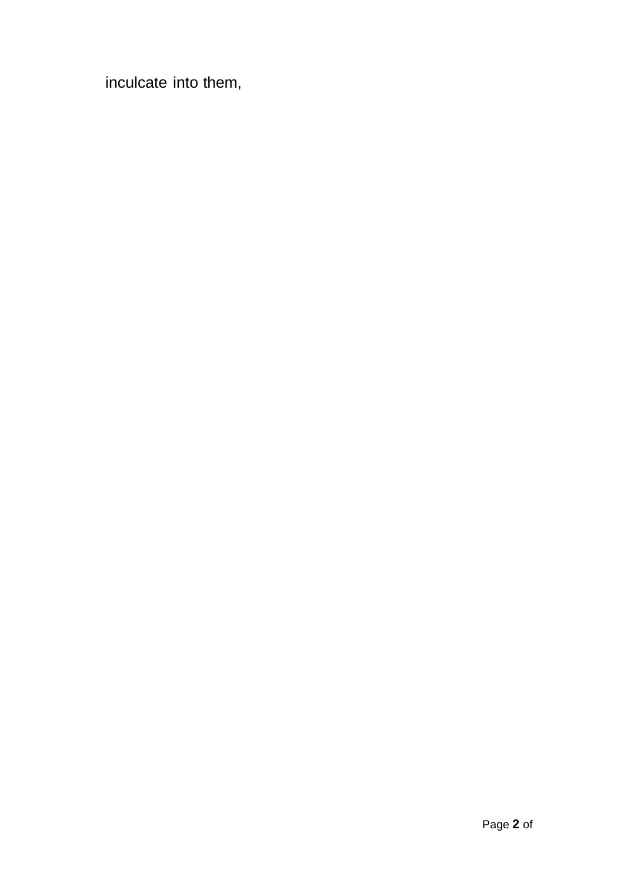inculcate into them,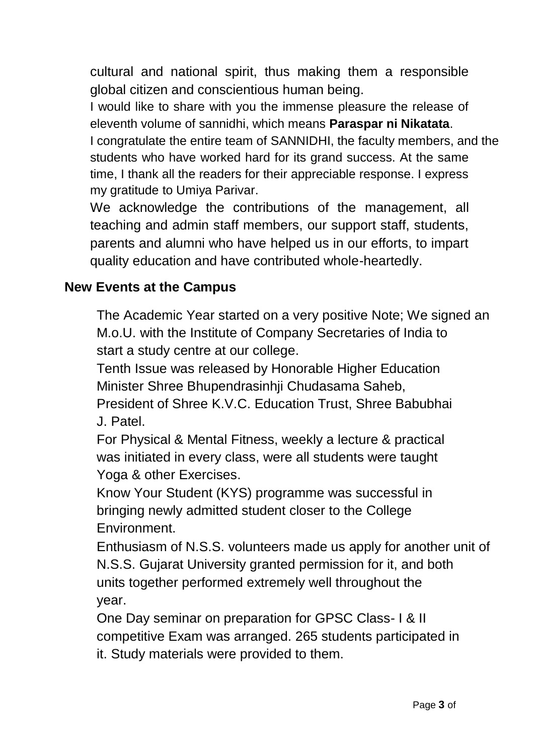cultural and national spirit, thus making them a responsible global citizen and conscientious human being.

I would like to share with you the immense pleasure the release of eleventh volume of sannidhi, which means **Paraspar ni Nikatata**.

I congratulate the entire team of SANNIDHI, the faculty members, and the students who have worked hard for its grand success. At the same time, I thank all the readers for their appreciable response. I express my gratitude to Umiya Parivar.

We acknowledge the contributions of the management, all teaching and admin staff members, our support staff, students, parents and alumni who have helped us in our efforts, to impart quality education and have contributed whole-heartedly.

## New Events at the Campus

The Academic Year started on a very positive Note; We signed an M.o.U. with the Institute of Company Secretaries of India to start a study centre at our college.

Tenth Issue was released by Honorable Higher Education Minister Shree Bhupendrasinhji Chudasama Saheb, President of Shree K.V.C. Education Trust, Shree Babubhai J. Patel.

For Physical & Mental Fitness, weekly a lecture & practical was initiated in every class, were all students were taught Yoga & other Exercises.

Know Your Student (KYS) programme was successful in bringing newly admitted student closer to the College Environment.

Enthusiasm of N.S.S. volunteers made us apply for another unit of N.S.S. Gujarat University granted permission for it, and both units together performed extremely well throughout the year.

One Day seminar on preparation for GPSC Class- I & II competitive Exam was arranged. 265 students participated in it. Study materials were provided to them.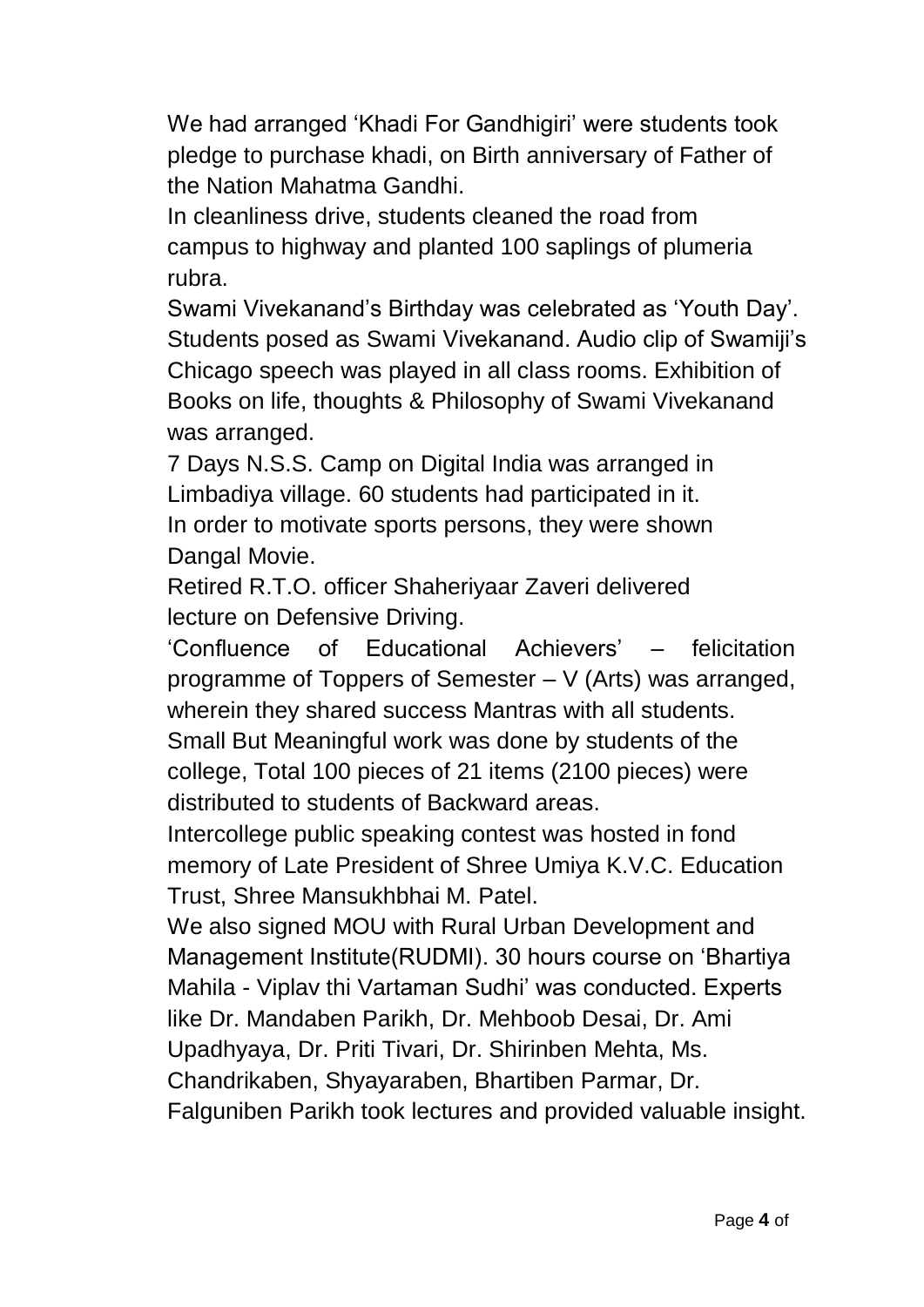We had arranged 'Khadi For Gandhigiri' were students took pledge to purchase khadi, on Birth anniversary of Father of the Nation Mahatma Gandhi.

In cleanliness drive, students cleaned the road from campus to highway and planted 100 saplings of plumeria rubra.

Swami Vivekanand's Birthday was celebrated as 'Youth Day'. Students posed as Swami Vivekanand. Audio clip of Swamiji's Chicago speech was played in all class rooms. Exhibition of Books on life, thoughts & Philosophy of Swami Vivekanand was arranged.

7 Days N.S.S. Camp on Digital India was arranged in Limbadiya village. 60 students had participated in it.

In order to motivate sports persons, they were shown Dangal Movie.

Retired R.T.O. officer Shaheriyaar Zaveri delivered lecture on Defensive Driving.

'Confluence of Educational Achievers' – felicitation programme of Toppers of Semester – V (Arts) was arranged, wherein they shared success Mantras with all students.

Small But Meaningful work was done by students of the college, Total 100 pieces of 21 items (2100 pieces) were distributed to students of Backward areas.

Intercollege public speaking contest was hosted in fond memory of Late President of Shree Umiya K.V.C. Education Trust, Shree Mansukhbhai M. Patel.

We also signed MOU with Rural Urban Development and Management Institute(RUDMI). 30 hours course on 'Bhartiya Mahila - Viplav thi Vartaman Sudhi' was conducted. Experts like Dr. Mandaben Parikh, Dr. Mehboob Desai, Dr. Ami Upadhyaya, Dr. Priti Tivari, Dr. Shirinben Mehta, Ms. Chandrikaben, Shyayaraben, Bhartiben Parmar, Dr. Falguniben Parikh took lectures and provided valuable insight.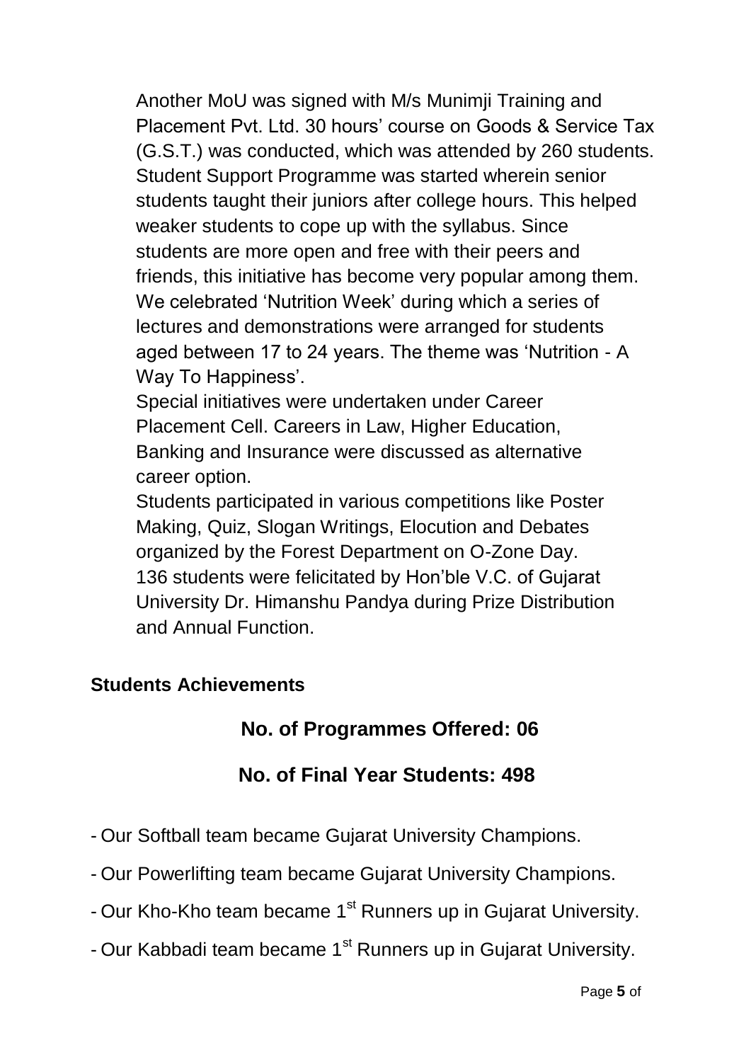Another MoU was signed with M/s Munimji Training and Placement Pvt. Ltd. 30 hours' course on Goods & Service Tax (G.S.T.) was conducted, which was attended by 260 students. Student Support Programme was started wherein senior students taught their juniors after college hours. This helped weaker students to cope up with the syllabus. Since students are more open and free with their peers and friends, this initiative has become very popular among them. We celebrated 'Nutrition Week' during which a series of lectures and demonstrations were arranged for students aged between 17 to 24 years. The theme was 'Nutrition - A Way To Happiness'.

Special initiatives were undertaken under Career Placement Cell. Careers in Law, Higher Education, Banking and Insurance were discussed as alternative career option.

Students participated in various competitions like Poster Making, Quiz, Slogan Writings, Elocution and Debates organized by the Forest Department on O-Zone Day.

136 students were felicitated by Hon'ble V.C. of Gujarat University Dr. Himanshu Pandya during Prize Distribution and Annual Function.

**Students Achievements**

**No. of Programmes Offered: 06**

**No. of Final Year Students: 498**

- Our Softball team became Gujarat University Champions.
- Our Powerlifting team became Gujarat University Champions.
- Our Kho-Kho team became 1st Runners up in Gujarat University.
- Our Kabbadi team became 1st Runners up in Gujarat University.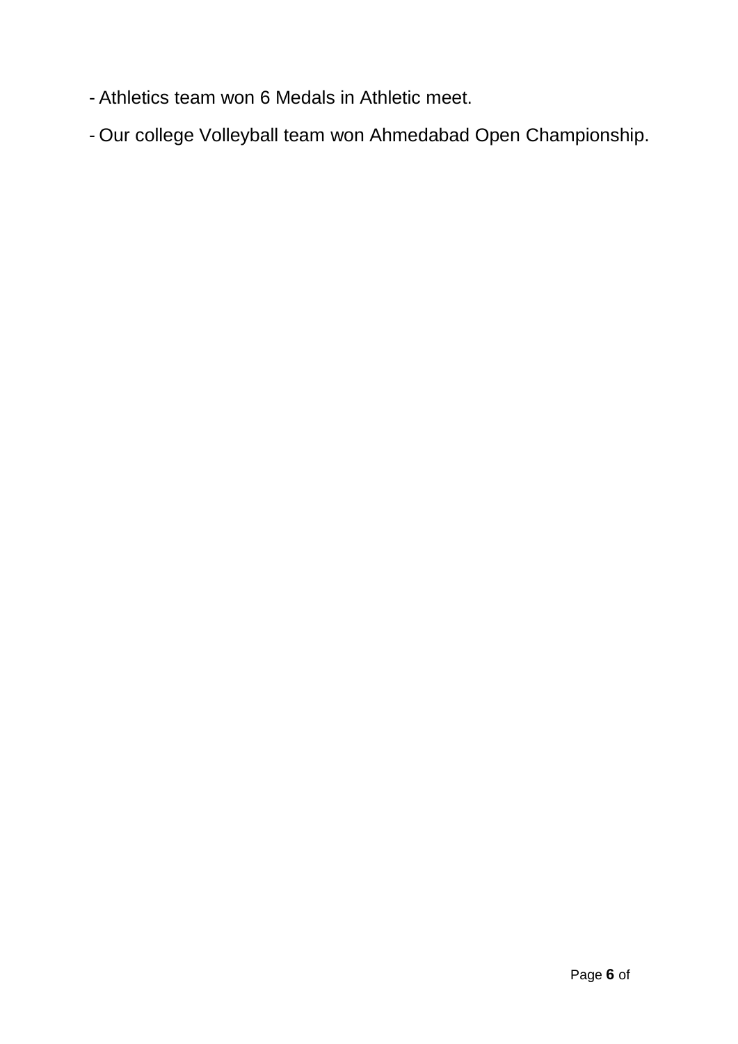- Athletics team won 6 Medals in Athletic meet.
- Our college Volleyball team won Ahmedabad Open Championship.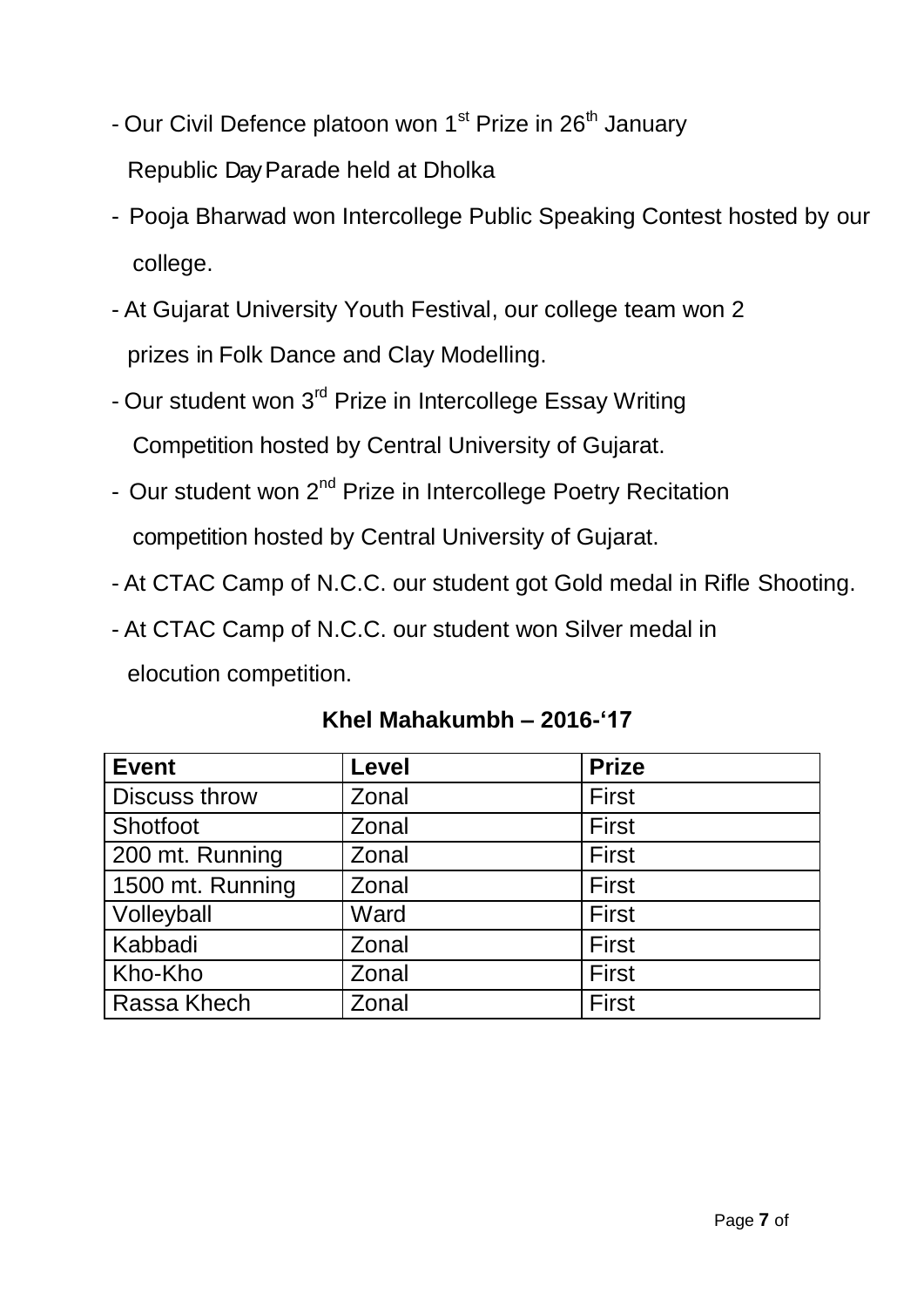- Our Civil Defence platoon won 1st Prize in 26th January Republic Day Parade held at Dholka
- Pooja Bharwad won Intercollege Public Speaking Contest hosted by our college.
- At Gujarat University Youth Festival, our college team won 2 prizes in Folk Dance and Clay Modelling.
- Our student won 3rd Prize in Intercollege Essay Writing Competition hosted by Central University of Gujarat.
- Our student won 2nd Prize in Intercollege Poetry Recitation competition hosted by Central University of Gujarat.
- At CTAC Camp of N.C.C. our student got Gold medal in Rifle Shooting.
- At CTAC Camp of N.C.C. our student won Silver medal in elocution competition.

## Khel Mahakumbh – 2016-'17

| Event | Level | Prize |
|---|---|---|
| Discuss throw | Zonal | First |
| Shotfoot | Zonal | First |
| 200 mt. Running | Zonal | First |
| 1500 mt. Running | Zonal | First |
| Volleyball | Ward | First |
| Kabbadi | Zonal | First |
| Kho-Kho | Zonal | First |
| Rassa Khech | Zonal | First |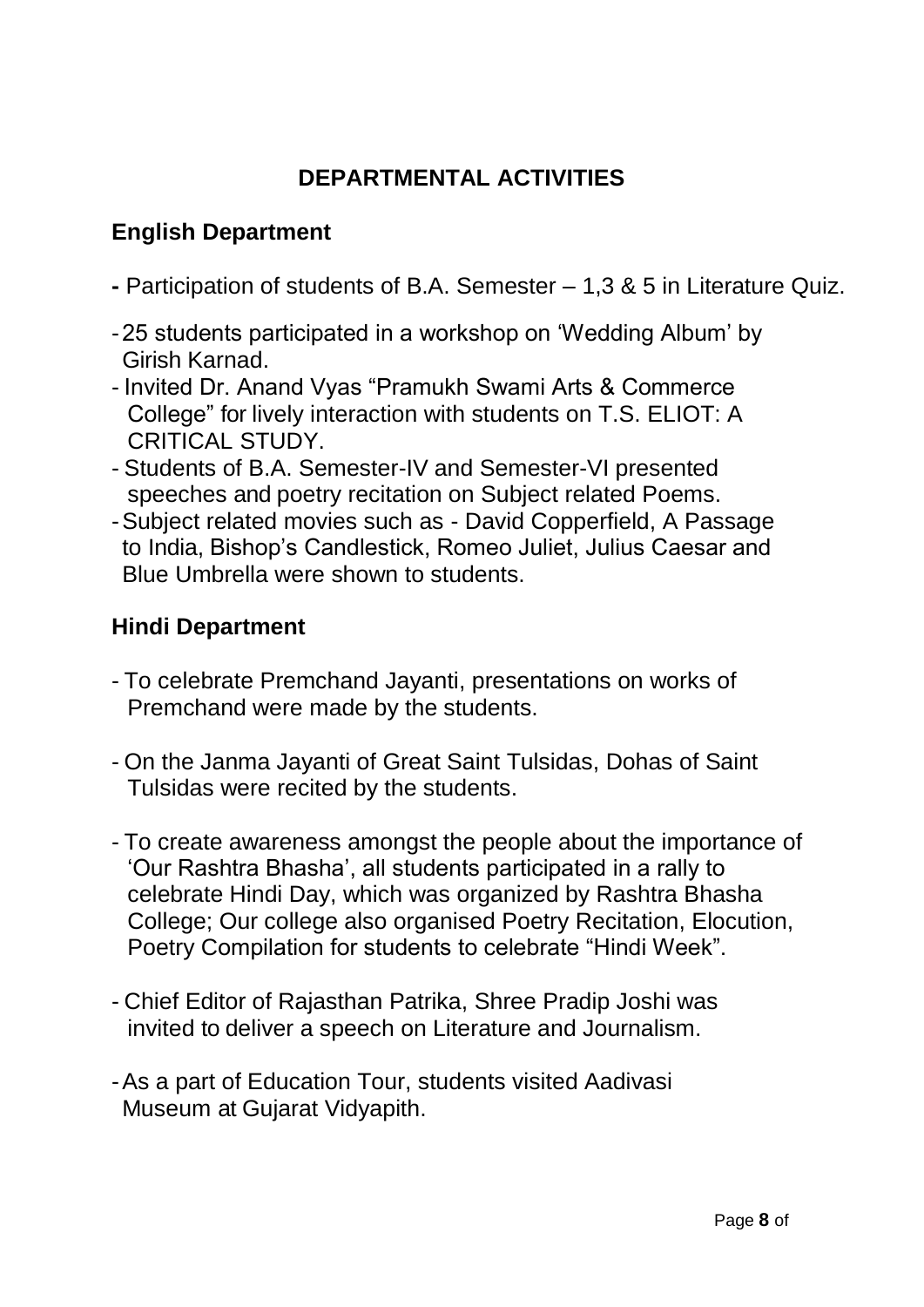## DEPARTMENTAL ACTIVITIES

### English Department

- Participation of students of B.A. Semester – 1,3 & 5 in Literature Quiz.
- 25 students participated in a workshop on 'Wedding Album' by Girish Karnad.
- Invited Dr. Anand Vyas "Pramukh Swami Arts & Commerce College" for lively interaction with students on T.S. ELIOT: A CRITICAL STUDY.
- Students of B.A. Semester-IV and Semester-VI presented speeches and poetry recitation on Subject related Poems.
- Subject related movies such as - David Copperfield, A Passage to India, Bishop's Candlestick, Romeo Juliet, Julius Caesar and Blue Umbrella were shown to students.

### Hindi Department

- To celebrate Premchand Jayanti, presentations on works of Premchand were made by the students.
- On the Janma Jayanti of Great Saint Tulsidas, Dohas of Saint Tulsidas were recited by the students.
- To create awareness amongst the people about the importance of 'Our Rashtra Bhasha', all students participated in a rally to celebrate Hindi Day, which was organized by Rashtra Bhasha College; Our college also organised Poetry Recitation, Elocution, Poetry Compilation for students to celebrate "Hindi Week".
- Chief Editor of Rajasthan Patrika, Shree Pradip Joshi was invited to deliver a speech on Literature and Journalism.
- As a part of Education Tour, students visited Aadivasi Museum at Gujarat Vidyapith.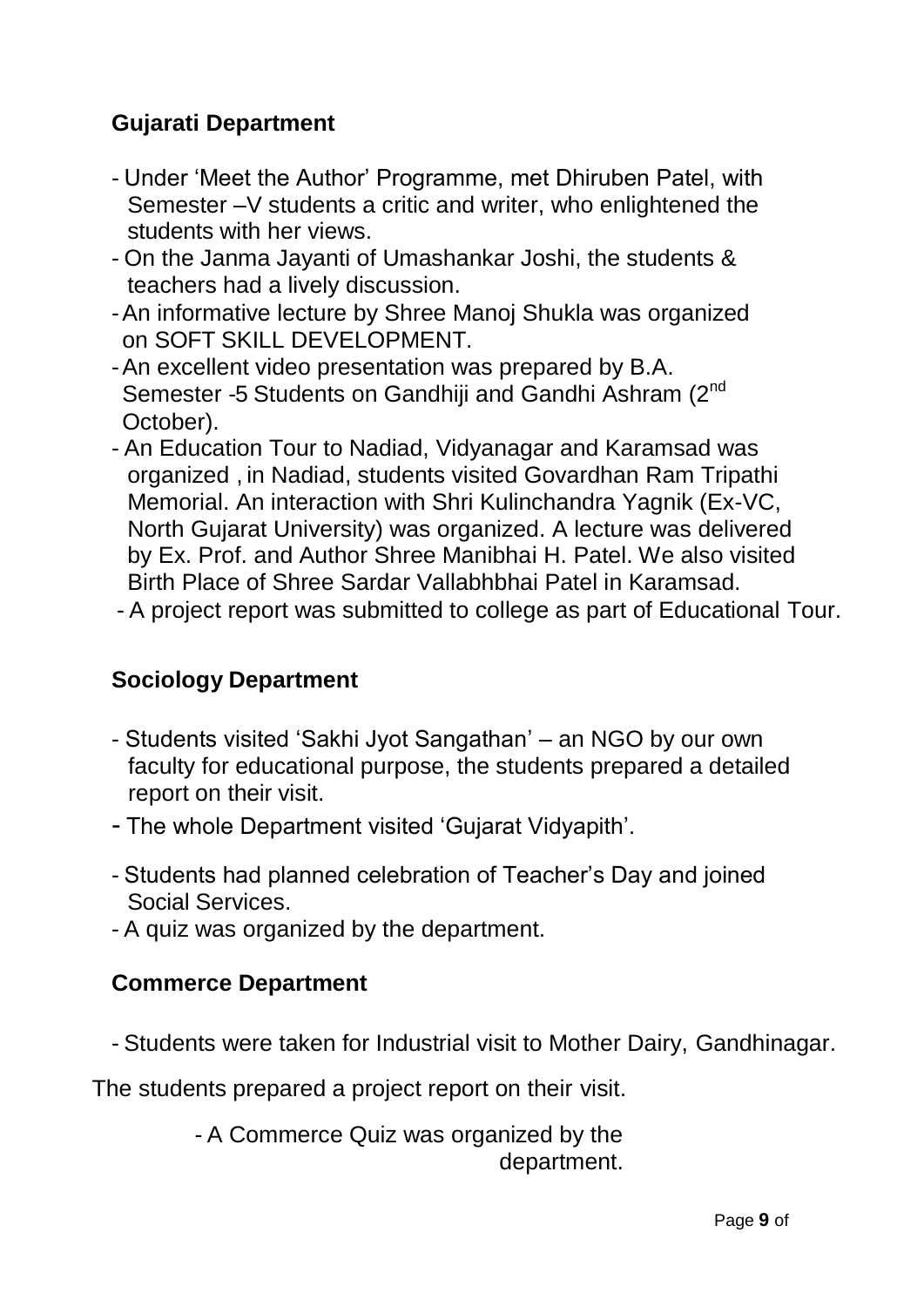**Gujarati Department**

- Under 'Meet the Author' Programme, met Dhiruben Patel, with Semester –V students a critic and writer, who enlightened the students with her views.
- On the Janma Jayanti of Umashankar Joshi, the students & teachers had a lively discussion.
- An informative lecture by Shree Manoj Shukla was organized on SOFT SKILL DEVELOPMENT.
- An excellent video presentation was prepared by B.A. Semester -5 Students on Gandhiji and Gandhi Ashram (2nd October).
- An Education Tour to Nadiad, Vidyanagar and Karamsad was organized , in Nadiad, students visited Govardhan Ram Tripathi Memorial. An interaction with Shri Kulinchandra Yagnik (Ex-VC, North Gujarat University) was organized. A lecture was delivered by Ex. Prof. and Author Shree Manibhai H. Patel. We also visited Birth Place of Shree Sardar Vallabhbhai Patel in Karamsad.
- A project report was submitted to college as part of Educational Tour.

**Sociology Department**

- Students visited 'Sakhi Jyot Sangathan' – an NGO by our own faculty for educational purpose, the students prepared a detailed report on their visit.
- The whole Department visited 'Gujarat Vidyapith'.
- Students had planned celebration of Teacher's Day and joined Social Services.
- A quiz was organized by the department.

**Commerce Department**

- Students were taken for Industrial visit to Mother Dairy, Gandhinagar.

The students prepared a project report on their visit.

- A Commerce Quiz was organized by the department.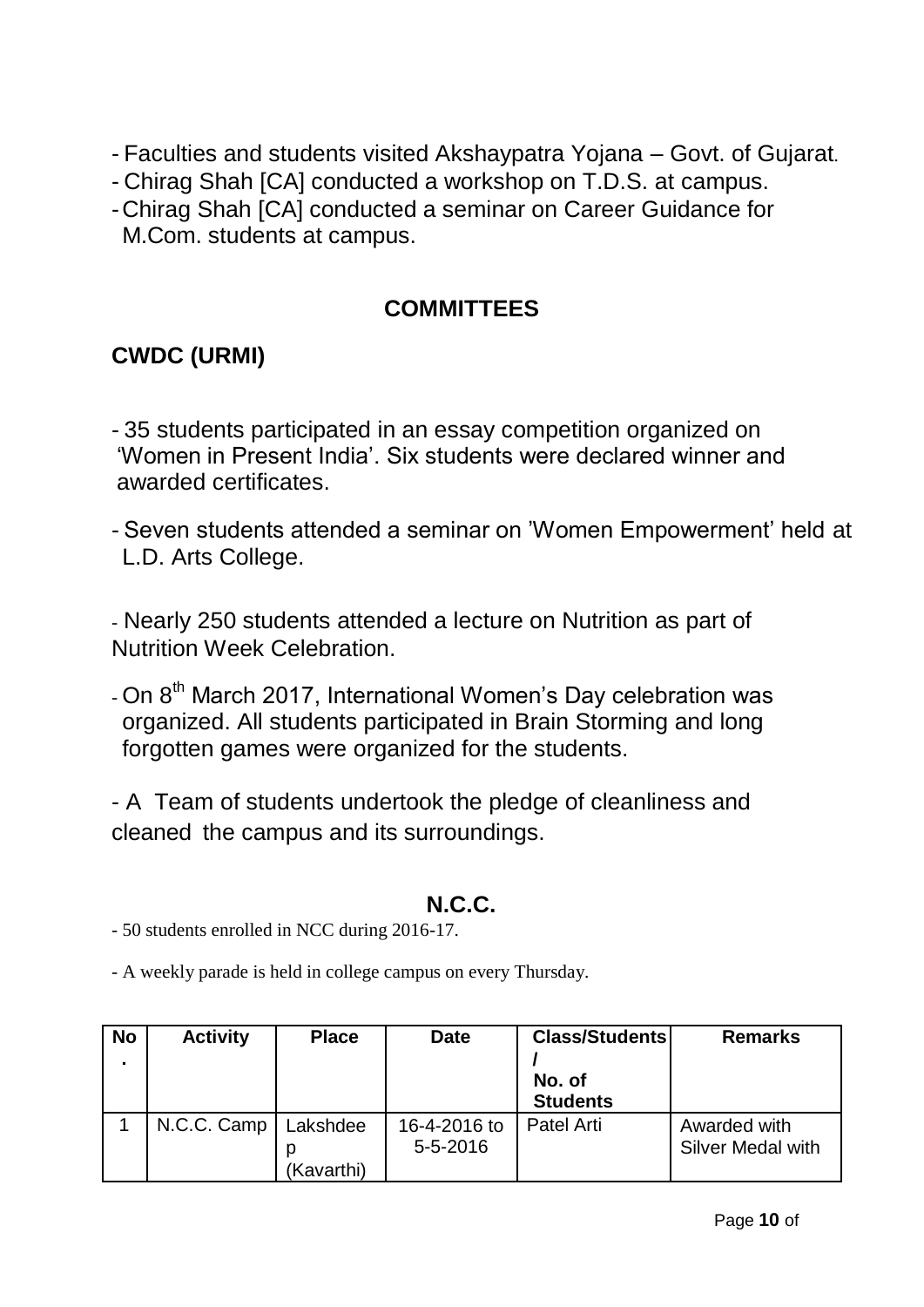- Faculties and students visited Akshaypatra Yojana – Govt. of Gujarat.
- Chirag Shah [CA] conducted a workshop on T.D.S. at campus.
- Chirag Shah [CA] conducted a seminar on Career Guidance for M.Com. students at campus.

## COMMITTEES

### CWDC (URMI)

- 35 students participated in an essay competition organized on 'Women in Present India'. Six students were declared winner and awarded certificates.

- Seven students attended a seminar on 'Women Empowerment' held at L.D. Arts College.

- Nearly 250 students attended a lecture on Nutrition as part of Nutrition Week Celebration.

- On 8th March 2017, International Women's Day celebration was organized. All students participated in Brain Storming and long forgotten games were organized for the students.

- A Team of students undertook the pledge of cleanliness and cleaned the campus and its surroundings.

### N.C.C.

- 50 students enrolled in NCC during 2016-17.

- A weekly parade is held in college campus on every Thursday.

| No. | Activity | Place | Date | Class/Students / No. of Students | Remarks |
|---|---|---|---|---|---|
| 1 | N.C.C. Camp | Lakshdeep (Kavarthi) | 16-4-2016 to 5-5-2016 | Patel Arti | Awarded with Silver Medal with |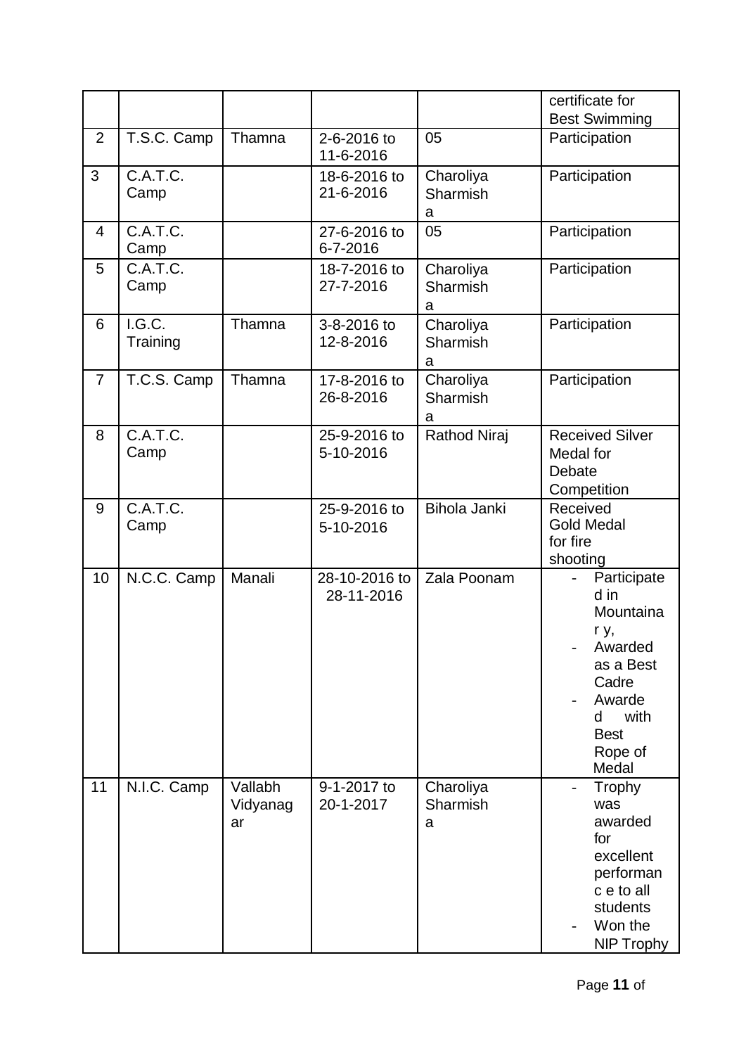| | | | | | |
|---|---|---|---|---|---|
| | | | | | certificate for Best Swimming |
| 2 | T.S.C. Camp | Thamna | 2-6-2016 to 11-6-2016 | 05 | Participation |
| 3 | C.A.T.C. Camp | | 18-6-2016 to 21-6-2016 | Charoliya Sharmisha | Participation |
| 4 | C.A.T.C. Camp | | 27-6-2016 to 6-7-2016 | 05 | Participation |
| 5 | C.A.T.C. Camp | | 18-7-2016 to 27-7-2016 | Charoliya Sharmisha | Participation |
| 6 | I.G.C. Training | Thamna | 3-8-2016 to 12-8-2016 | Charoliya Sharmisha | Participation |
| 7 | T.C.S. Camp | Thamna | 17-8-2016 to 26-8-2016 | Charoliya Sharmisha | Participation |
| 8 | C.A.T.C. Camp | | 25-9-2016 to 5-10-2016 | Rathod Niraj | Received Silver Medal for Debate Competition |
| 9 | C.A.T.C. Camp | | 25-9-2016 to 5-10-2016 | Bihola Janki | Received Gold Medal for fire shooting |
| 10 | N.C.C. Camp | Manali | 28-10-2016 to 28-11-2016 | Zala Poonam | - Participated in Mountainary, - Awarded as a Best Cadre - Awarded with Best Rope of Medal |
| 11 | N.I.C. Camp | Vallabh Vidyanagar | 9-1-2017 to 20-1-2017 | Charoliya Sharmisha | - Trophy was awarded for excellent performance to all students - Won the NIP Trophy |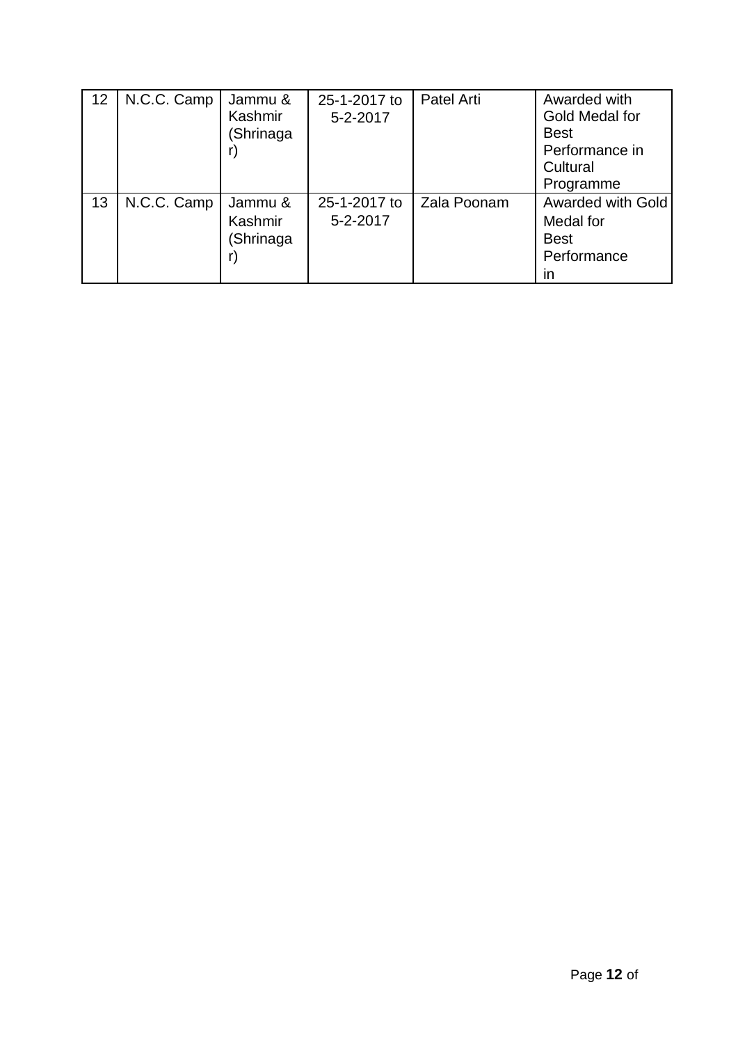| 12 | N.C.C. Camp | Jammu & Kashmir (Shrinagar) | 25-1-2017 to 5-2-2017 | Patel Arti | Awarded with Gold Medal for Best Performance in Cultural Programme |
|---|---|---|---|---|---|
| 13 | N.C.C. Camp | Jammu & Kashmir (Shrinagar) | 25-1-2017 to 5-2-2017 | Zala Poonam | Awarded with Gold Medal for Best Performance in |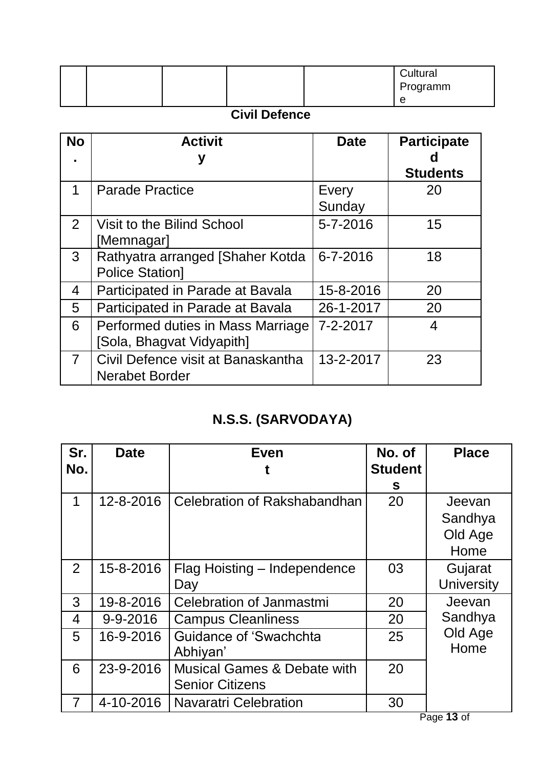|  |  |  |  |  | Cultural Programme |
|---|---|---|---|---|---|

## Civil Defence

| No. | Activity | Date | Participated Students |
|---|---|---|---|
| 1 | Parade Practice | Every Sunday | 20 |
| 2 | Visit to the Bilind School [Memnagar] | 5-7-2016 | 15 |
| 3 | Rathyatra arranged [Shaher Kotda Police Station] | 6-7-2016 | 18 |
| 4 | Participated in Parade at Bavala | 15-8-2016 | 20 |
| 5 | Participated in Parade at Bavala | 26-1-2017 | 20 |
| 6 | Performed duties in Mass Marriage [Sola, Bhagvat Vidyapith] | 7-2-2017 | 4 |
| 7 | Civil Defence visit at Banaskantha Nerabet Border | 13-2-2017 | 23 |

## N.S.S. (SARVODAYA)

| Sr. No. | Date | Event | No. of Students | Place |
|---|---|---|---|---|
| 1 | 12-8-2016 | Celebration of Rakshabandhan | 20 | Jeevan Sandhya Old Age Home |
| 2 | 15-8-2016 | Flag Hoisting – Independence Day | 03 | Gujarat University |
| 3 | 19-8-2016 | Celebration of Janmastmi | 20 | Jeevan Sandhya Old Age Home |
| 4 | 9-9-2016 | Campus Cleanliness | 20 | |
| 5 | 16-9-2016 | Guidance of 'Swachchta Abhiyan' | 25 | |
| 6 | 23-9-2016 | Musical Games & Debate with Senior Citizens | 20 | |
| 7 | 4-10-2016 | Navaratri Celebration | 30 | |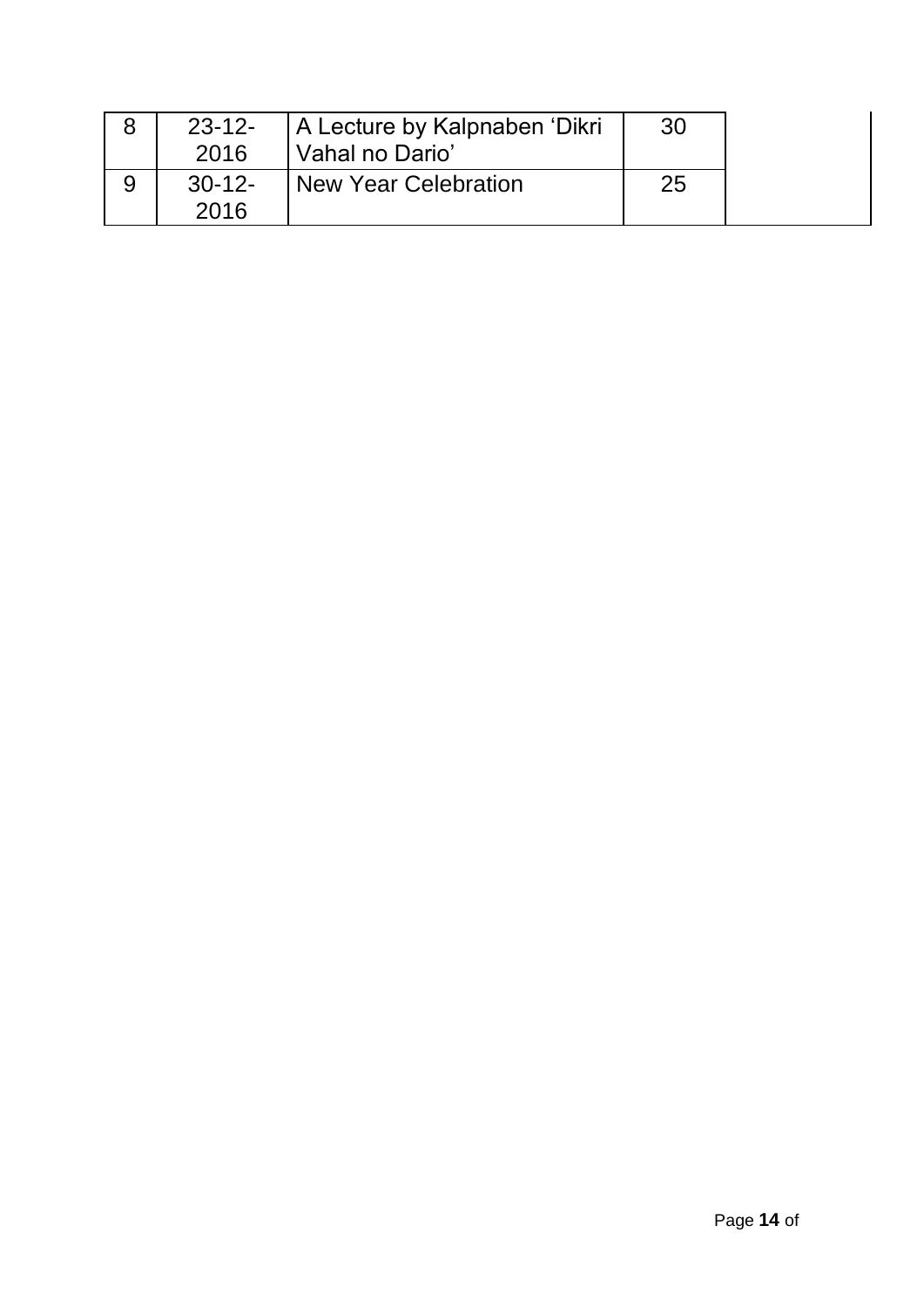| 8 | 23-12-2016 | A Lecture by Kalpnaben 'Dikri Vahal no Dario' | 30 | |
|---|---|---|---|---|
| 9 | 30-12-2016 | New Year Celebration | 25 | |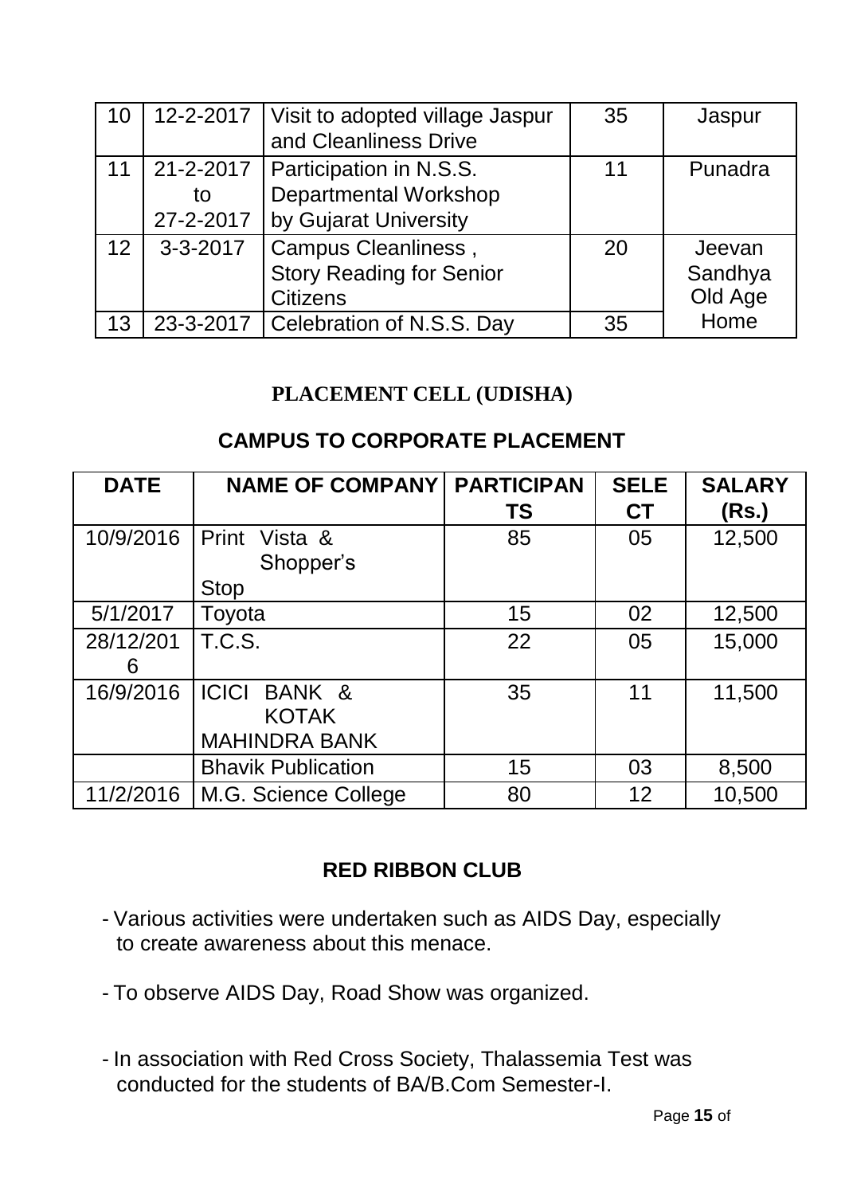| 10 | 12-2-2017 | Visit to adopted village Jaspur and Cleanliness Drive | 35 | Jaspur |
|---|---|---|---|---|
| 11 | 21-2-2017 to 27-2-2017 | Participation in N.S.S. Departmental Workshop by Gujarat University | 11 | Punadra |
| 12 | 3-3-2017 | Campus Cleanliness , Story Reading for Senior Citizens | 20 | Jeevan Sandhya Old Age Home |
| 13 | 23-3-2017 | Celebration of N.S.S. Day | 35 | |

## PLACEMENT CELL (UDISHA)

### CAMPUS TO CORPORATE PLACEMENT

| DATE | NAME OF COMPANY | PARTICIPANTS | SELECT | SALARY (Rs.) |
|---|---|---|---|---|
| 10/9/2016 | Print Vista & Shopper's Stop | 85 | 05 | 12,500 |
| 5/1/2017 | Toyota | 15 | 02 | 12,500 |
| 28/12/2016 | T.C.S. | 22 | 05 | 15,000 |
| 16/9/2016 | ICICI BANK & KOTAK MAHINDRA BANK | 35 | 11 | 11,500 |
| | Bhavik Publication | 15 | 03 | 8,500 |
| 11/2/2016 | M.G. Science College | 80 | 12 | 10,500 |

### RED RIBBON CLUB

- Various activities were undertaken such as AIDS Day, especially to create awareness about this menace.
- To observe AIDS Day, Road Show was organized.
- In association with Red Cross Society, Thalassemia Test was conducted for the students of BA/B.Com Semester-I.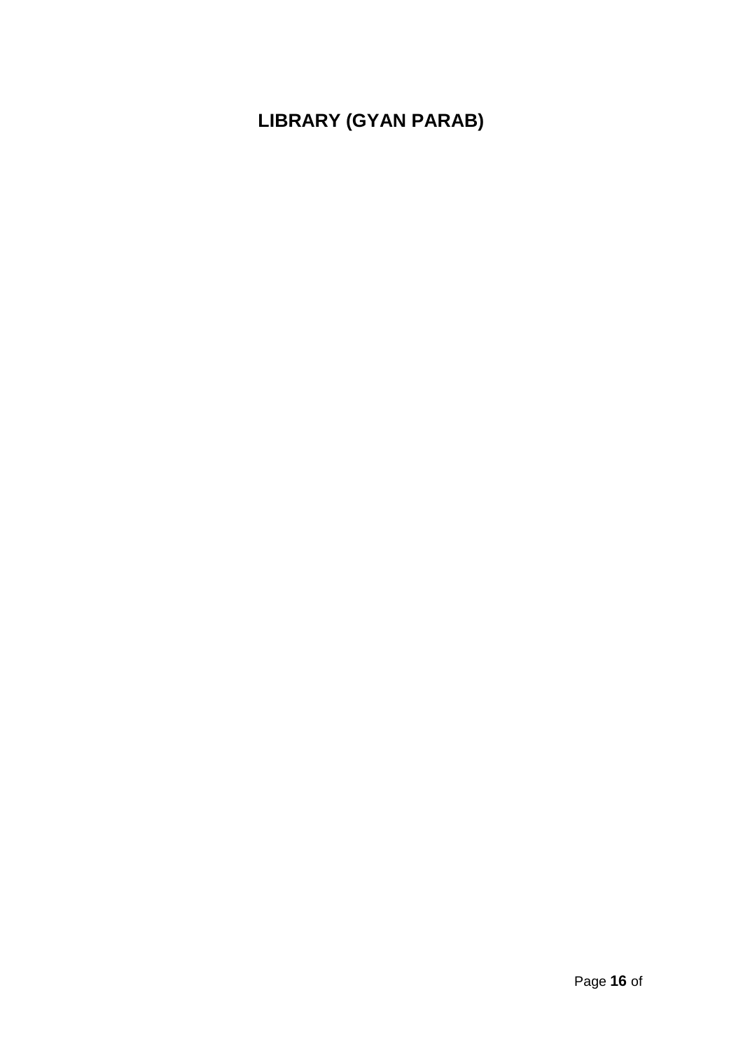# LIBRARY (GYAN PARAB)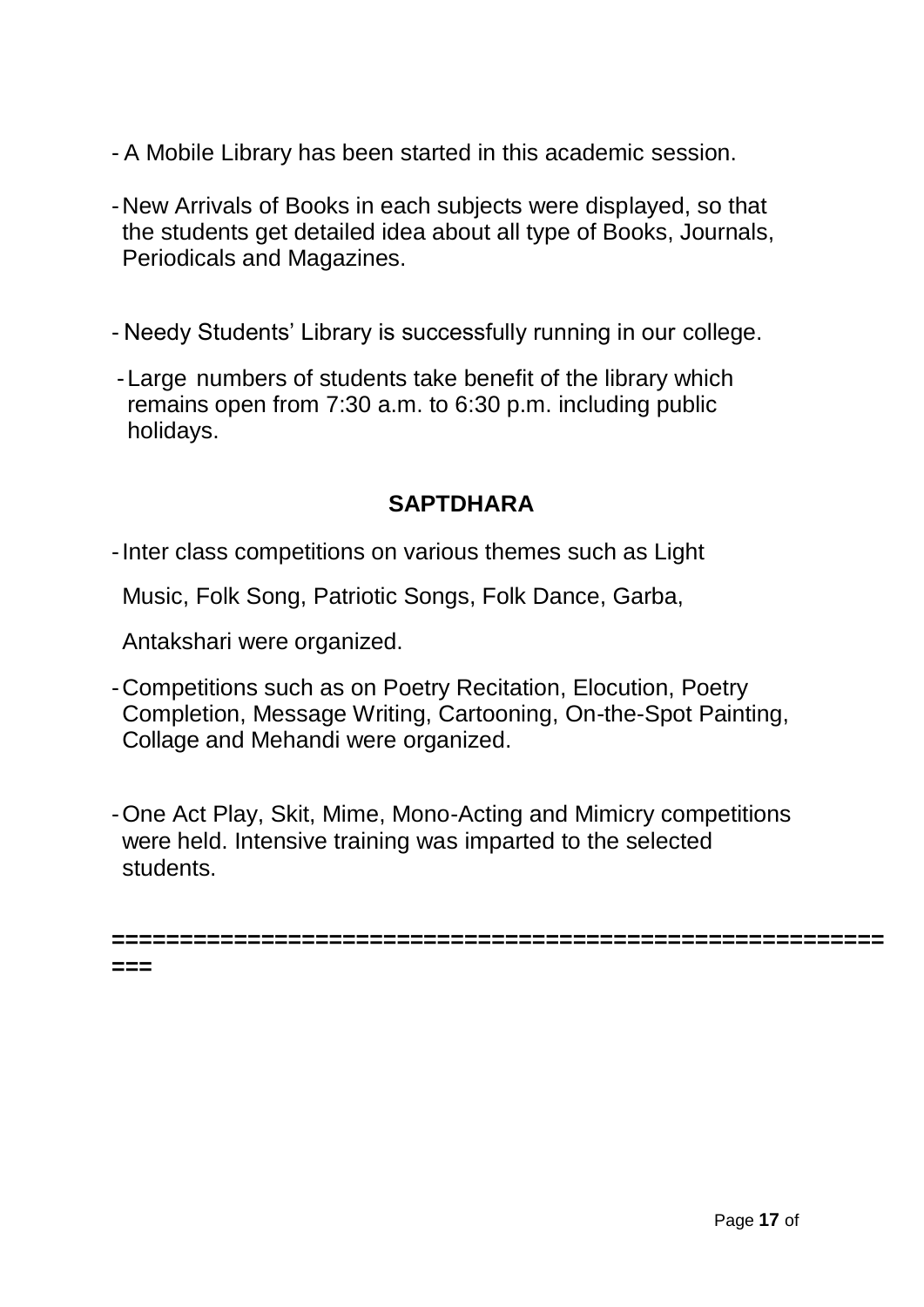- A Mobile Library has been started in this academic session.
- New Arrivals of Books in each subjects were displayed, so that the students get detailed idea about all type of Books, Journals, Periodicals and Magazines.
- Needy Students' Library is successfully running in our college.
- Large numbers of students take benefit of the library which remains open from 7:30 a.m. to 6:30 p.m. including public holidays.

## SAPTDHARA

- Inter class competitions on various themes such as Light Music, Folk Song, Patriotic Songs, Folk Dance, Garba, Antakshari were organized.
- Competitions such as on Poetry Recitation, Elocution, Poetry Completion, Message Writing, Cartooning, On-the-Spot Painting, Collage and Mehandi were organized.
- One Act Play, Skit, Mime, Mono-Acting and Mimicry competitions were held. Intensive training was imparted to the selected students.

**==========================================================**